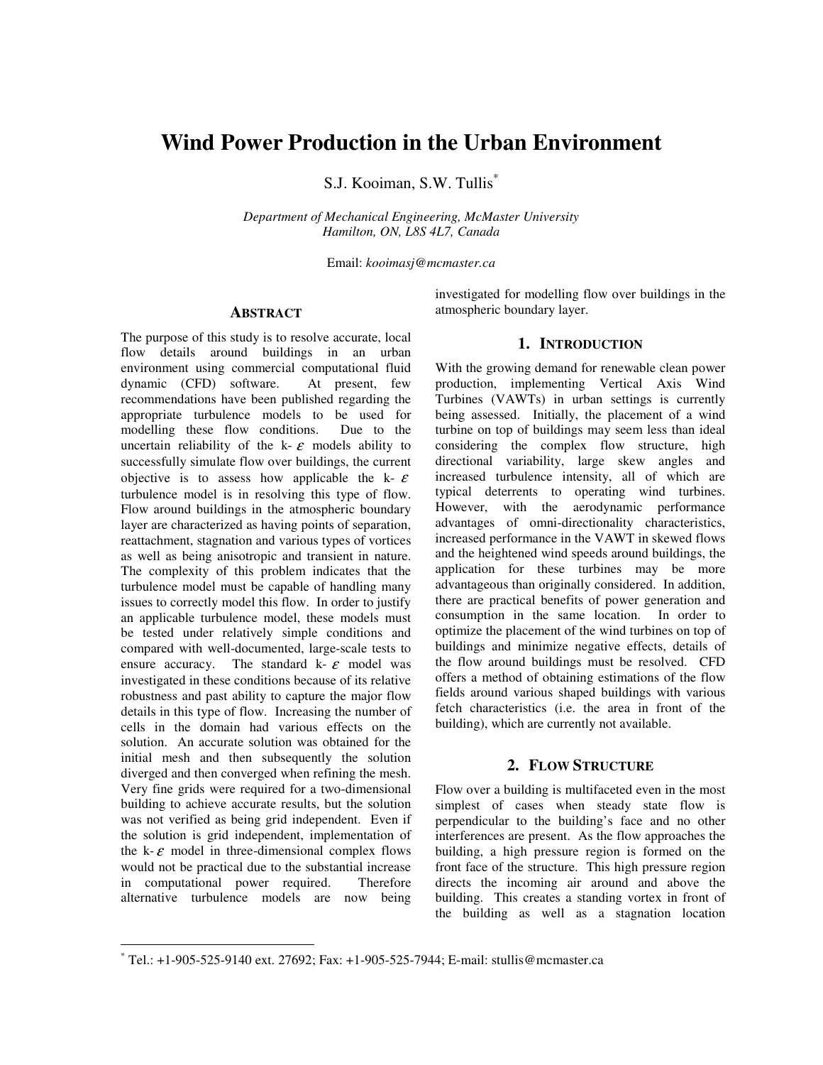# Wind Power Production in the Urban Environment

S.J. Kooiman, S.W. Tullis*

*Department of Mechanical Engineering, McMaster University*
*Hamilton, ON, L8S 4L7, Canada*

Email: *kooimasj@mcmaster.ca*

## ABSTRACT

The purpose of this study is to resolve accurate, local flow details around buildings in an urban environment using commercial computational fluid dynamic (CFD) software. At present, few recommendations have been published regarding the appropriate turbulence models to be used for modelling these flow conditions. Due to the uncertain reliability of the k- $\varepsilon$ models ability to successfully simulate flow over buildings, the current objective is to assess how applicable the k- $\varepsilon$ turbulence model is in resolving this type of flow. Flow around buildings in the atmospheric boundary layer are characterized as having points of separation, reattachment, stagnation and various types of vortices as well as being anisotropic and transient in nature. The complexity of this problem indicates that the turbulence model must be capable of handling many issues to correctly model this flow. In order to justify an applicable turbulence model, these models must be tested under relatively simple conditions and compared with well-documented, large-scale tests to ensure accuracy. The standard k- $\varepsilon$ model was investigated in these conditions because of its relative robustness and past ability to capture the major flow details in this type of flow. Increasing the number of cells in the domain had various effects on the solution. An accurate solution was obtained for the initial mesh and then subsequently the solution diverged and then converged when refining the mesh. Very fine grids were required for a two-dimensional building to achieve accurate results, but the solution was not verified as being grid independent. Even if the solution is grid independent, implementation of the k- $\varepsilon$ model in three-dimensional complex flows would not be practical due to the substantial increase in computational power required. Therefore alternative turbulence models are now being investigated for modelling flow over buildings in the atmospheric boundary layer.

## 1. INTRODUCTION

With the growing demand for renewable clean power production, implementing Vertical Axis Wind Turbines (VAWTs) in urban settings is currently being assessed. Initially, the placement of a wind turbine on top of buildings may seem less than ideal considering the complex flow structure, high directional variability, large skew angles and increased turbulence intensity, all of which are typical deterrents to operating wind turbines. However, with the aerodynamic performance advantages of omni-directionality characteristics, increased performance in the VAWT in skewed flows and the heightened wind speeds around buildings, the application for these turbines may be more advantageous than originally considered. In addition, there are practical benefits of power generation and consumption in the same location. In order to optimize the placement of the wind turbines on top of buildings and minimize negative effects, details of the flow around buildings must be resolved. CFD offers a method of obtaining estimations of the flow fields around various shaped buildings with various fetch characteristics (i.e. the area in front of the building), which are currently not available.

## 2. FLOW STRUCTURE

Flow over a building is multifaceted even in the most simplest of cases when steady state flow is perpendicular to the building's face and no other interferences are present. As the flow approaches the building, a high pressure region is formed on the front face of the structure. This high pressure region directs the incoming air around and above the building. This creates a standing vortex in front of the building as well as a stagnation location

---

* Tel.: +1-905-525-9140 ext. 27692; Fax: +1-905-525-7944; E-mail: stullis@mcmaster.ca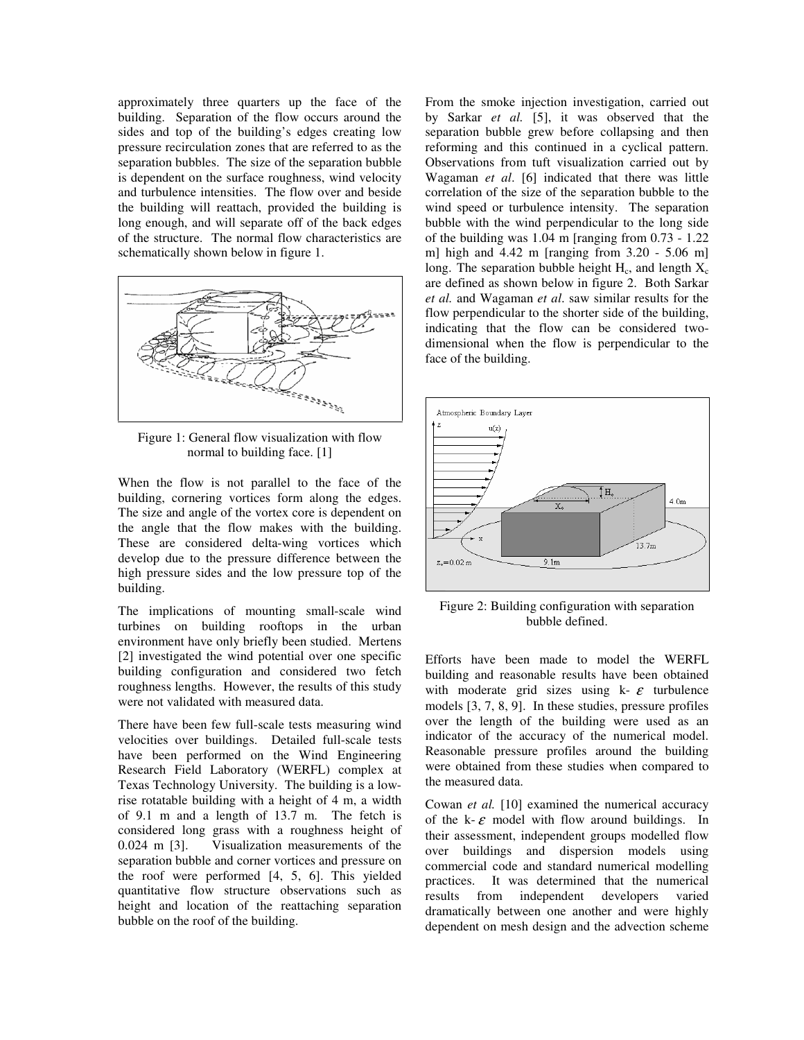approximately three quarters up the face of the building. Separation of the flow occurs around the sides and top of the building's edges creating low pressure recirculation zones that are referred to as the separation bubbles. The size of the separation bubble is dependent on the surface roughness, wind velocity and turbulence intensities. The flow over and beside the building will reattach, provided the building is long enough, and will separate off of the back edges of the structure. The normal flow characteristics are schematically shown below in figure 1.

Figure 1: General flow visualization with flow normal to building face. [1]

When the flow is not parallel to the face of the building, cornering vortices form along the edges. The size and angle of the vortex core is dependent on the angle that the flow makes with the building. These are considered delta-wing vortices which develop due to the pressure difference between the high pressure sides and the low pressure top of the building.

The implications of mounting small-scale wind turbines on building rooftops in the urban environment have only briefly been studied. Mertens [2] investigated the wind potential over one specific building configuration and considered two fetch roughness lengths. However, the results of this study were not validated with measured data.

There have been few full-scale tests measuring wind velocities over buildings. Detailed full-scale tests have been performed on the Wind Engineering Research Field Laboratory (WERFL) complex at Texas Technology University. The building is a low-rise rotatable building with a height of 4 m, a width of 9.1 m and a length of 13.7 m. The fetch is considered long grass with a roughness height of 0.024 m [3]. Visualization measurements of the separation bubble and corner vortices and pressure on the roof were performed [4, 5, 6]. This yielded quantitative flow structure observations such as height and location of the reattaching separation bubble on the roof of the building.

From the smoke injection investigation, carried out by Sarkar *et al.* [5], it was observed that the separation bubble grew before collapsing and then reforming and this continued in a cyclical pattern. Observations from tuft visualization carried out by Wagaman *et al*. [6] indicated that there was little correlation of the size of the separation bubble to the wind speed or turbulence intensity. The separation bubble with the wind perpendicular to the long side of the building was 1.04 m [ranging from 0.73 - 1.22 m] high and 4.42 m [ranging from 3.20 - 5.06 m] long. The separation bubble height $H_c$, and length $X_c$ are defined as shown below in figure 2. Both Sarkar *et al.* and Wagaman *et al*. saw similar results for the flow perpendicular to the shorter side of the building, indicating that the flow can be considered two-dimensional when the flow is perpendicular to the face of the building.

Figure 2: Building configuration with separation bubble defined.

Efforts have been made to model the WERFL building and reasonable results have been obtained with moderate grid sizes using k- $\varepsilon$ turbulence models [3, 7, 8, 9]. In these studies, pressure profiles over the length of the building were used as an indicator of the accuracy of the numerical model. Reasonable pressure profiles around the building were obtained from these studies when compared to the measured data.

Cowan *et al.* [10] examined the numerical accuracy of the k- $\varepsilon$ model with flow around buildings. In their assessment, independent groups modelled flow over buildings and dispersion models using commercial code and standard numerical modelling practices. It was determined that the numerical results from independent developers varied dramatically between one another and were highly dependent on mesh design and the advection scheme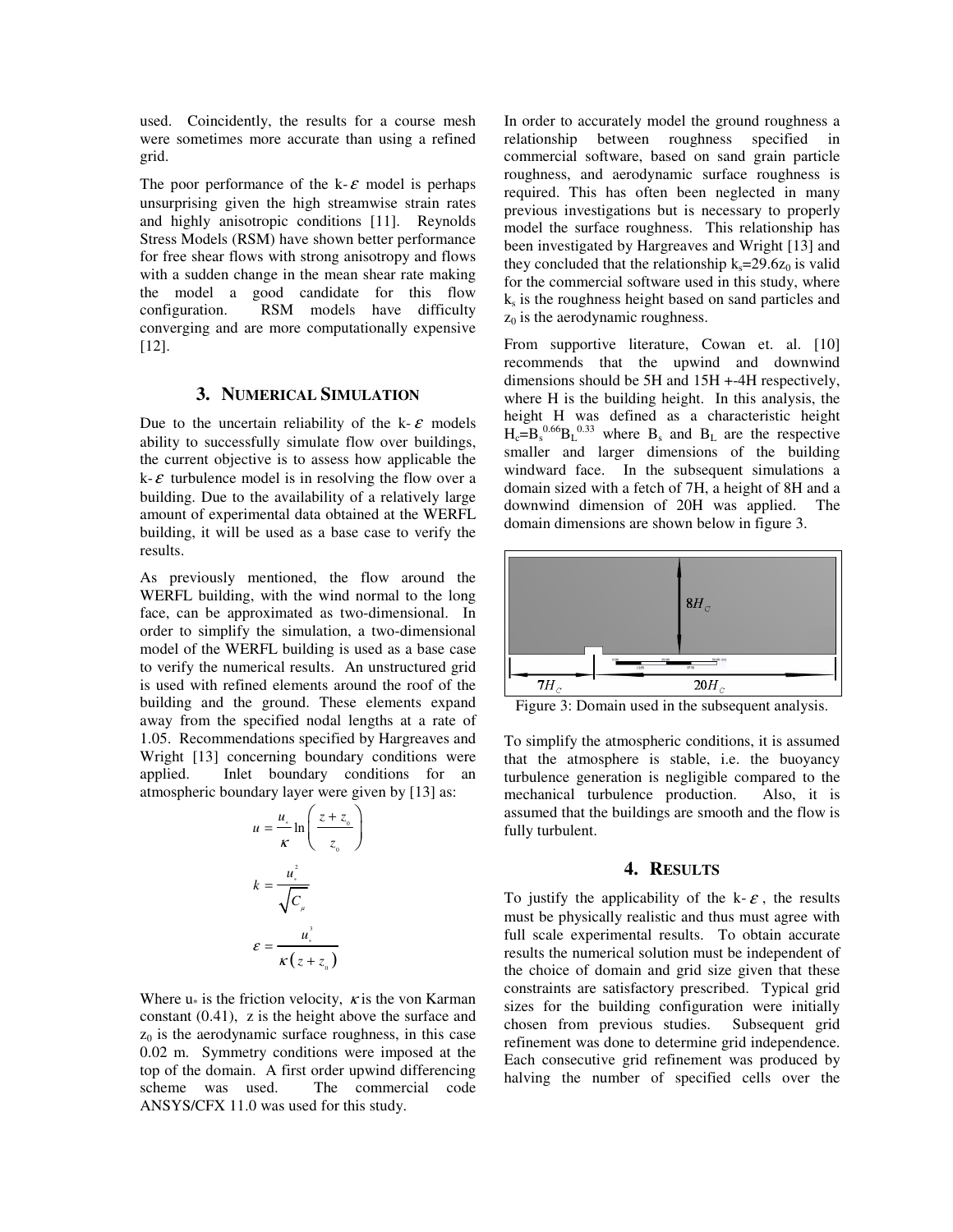used. Coincidently, the results for a course mesh were sometimes more accurate than using a refined grid.

The poor performance of the k-$\varepsilon$ model is perhaps unsurprising given the high streamwise strain rates and highly anisotropic conditions [11]. Reynolds Stress Models (RSM) have shown better performance for free shear flows with strong anisotropy and flows with a sudden change in the mean shear rate making the model a good candidate for this flow configuration. RSM models have difficulty converging and are more computationally expensive [12].

## 3. NUMERICAL SIMULATION

Due to the uncertain reliability of the k-$\varepsilon$ models ability to successfully simulate flow over buildings, the current objective is to assess how applicable the k-$\varepsilon$ turbulence model is in resolving the flow over a building. Due to the availability of a relatively large amount of experimental data obtained at the WERFL building, it will be used as a base case to verify the results.

As previously mentioned, the flow around the WERFL building, with the wind normal to the long face, can be approximated as two-dimensional. In order to simplify the simulation, a two-dimensional model of the WERFL building is used as a base case to verify the numerical results. An unstructured grid is used with refined elements around the roof of the building and the ground. These elements expand away from the specified nodal lengths at a rate of 1.05. Recommendations specified by Hargreaves and Wright [13] concerning boundary conditions were applied. Inlet boundary conditions for an atmospheric boundary layer were given by [13] as:

$$u = \frac{u_*}{\kappa} \ln\left(\frac{z + z_0}{z_0}\right)$$

$$k = \frac{u_*^2}{\sqrt{C_\mu}}$$

$$\varepsilon = \frac{u_*^3}{\kappa\left(z + z_0\right)}$$

Where $u_*$ is the friction velocity, $\kappa$ is the von Karman constant (0.41), z is the height above the surface and $z_0$ is the aerodynamic surface roughness, in this case 0.02 m. Symmetry conditions were imposed at the top of the domain. A first order upwind differencing scheme was used. The commercial code ANSYS/CFX 11.0 was used for this study.

In order to accurately model the ground roughness a relationship between roughness specified in commercial software, based on sand grain particle roughness, and aerodynamic surface roughness is required. This has often been neglected in many previous investigations but is necessary to properly model the surface roughness. This relationship has been investigated by Hargreaves and Wright [13] and they concluded that the relationship $k_s=29.6z_0$ is valid for the commercial software used in this study, where $k_s$ is the roughness height based on sand particles and $z_0$ is the aerodynamic roughness.

From supportive literature, Cowan et. al. [10] recommends that the upwind and downwind dimensions should be 5H and 15H +-4H respectively, where H is the building height. In this analysis, the height H was defined as a characteristic height $H_c=B_s^{0.66}B_L^{0.33}$ where $B_s$ and $B_L$ are the respective smaller and larger dimensions of the building windward face. In the subsequent simulations a domain sized with a fetch of 7H, a height of 8H and a downwind dimension of 20H was applied. The domain dimensions are shown below in figure 3.

Figure 3: Domain used in the subsequent analysis.

To simplify the atmospheric conditions, it is assumed that the atmosphere is stable, i.e. the buoyancy turbulence generation is negligible compared to the mechanical turbulence production. Also, it is assumed that the buildings are smooth and the flow is fully turbulent.

## 4. RESULTS

To justify the applicability of the k-$\varepsilon$, the results must be physically realistic and thus must agree with full scale experimental results. To obtain accurate results the numerical solution must be independent of the choice of domain and grid size given that these constraints are satisfactory prescribed. Typical grid sizes for the building configuration were initially chosen from previous studies. Subsequent grid refinement was done to determine grid independence. Each consecutive grid refinement was produced by halving the number of specified cells over the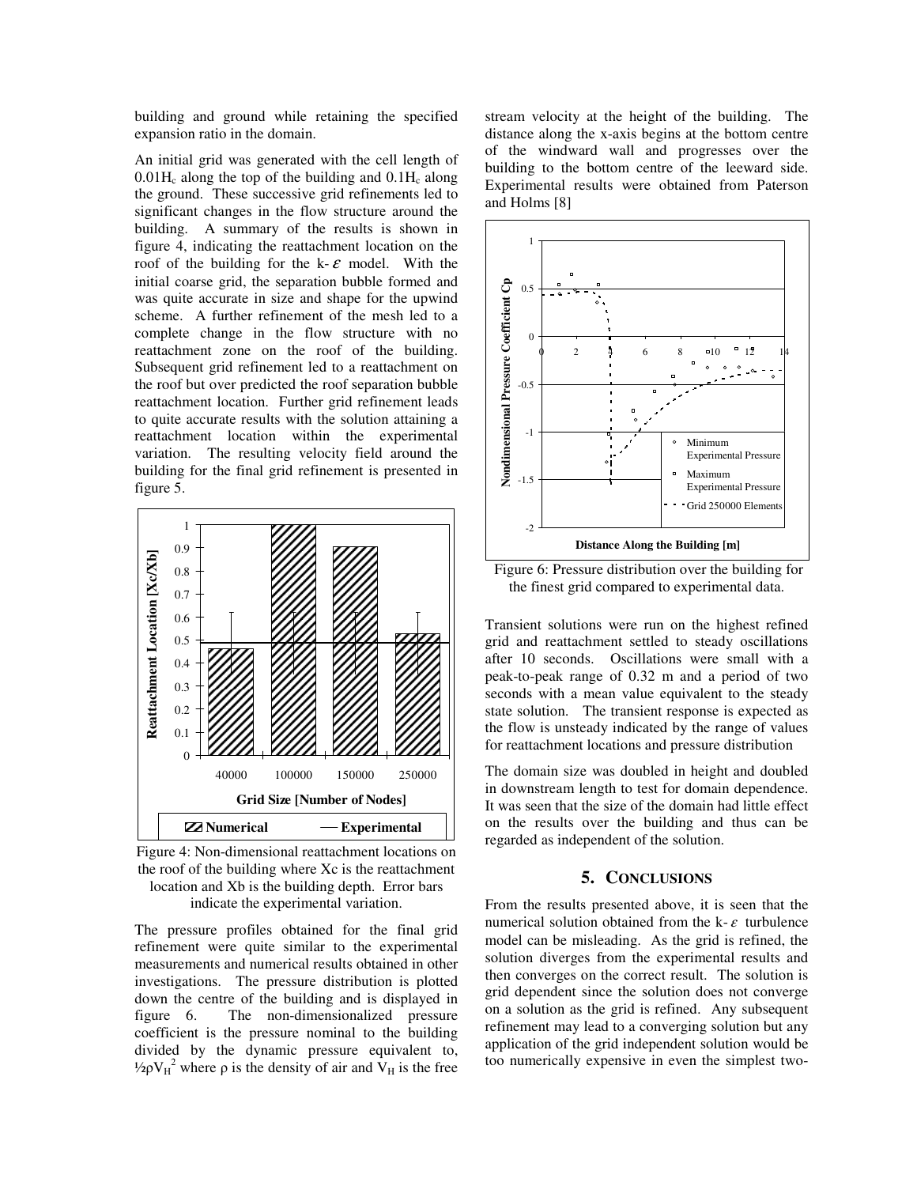building and ground while retaining the specified expansion ratio in the domain.

An initial grid was generated with the cell length of $0.01H_c$ along the top of the building and $0.1H_c$ along the ground. These successive grid refinements led to significant changes in the flow structure around the building. A summary of the results is shown in figure 4, indicating the reattachment location on the roof of the building for the k-$\varepsilon$ model. With the initial coarse grid, the separation bubble formed and was quite accurate in size and shape for the upwind scheme. A further refinement of the mesh led to a complete change in the flow structure with no reattachment zone on the roof of the building. Subsequent grid refinement led to a reattachment on the roof but over predicted the roof separation bubble reattachment location. Further grid refinement leads to quite accurate results with the solution attaining a reattachment location within the experimental variation. The resulting velocity field around the building for the final grid refinement is presented in figure 5.

Figure 4: Non-dimensional reattachment locations on the roof of the building where Xc is the reattachment location and Xb is the building depth. Error bars indicate the experimental variation.

The pressure profiles obtained for the final grid refinement were quite similar to the experimental measurements and numerical results obtained in other investigations. The pressure distribution is plotted down the centre of the building and is displayed in figure 6. The non-dimensionalized pressure coefficient is the pressure nominal to the building divided by the dynamic pressure equivalent to, $\frac{1}{2}\rho V_H^2$ where $\rho$ is the density of air and $V_H$ is the free stream velocity at the height of the building. The distance along the x-axis begins at the bottom centre of the windward wall and progresses over the building to the bottom centre of the leeward side. Experimental results were obtained from Paterson and Holms [8]

Figure 6: Pressure distribution over the building for the finest grid compared to experimental data.

Transient solutions were run on the highest refined grid and reattachment settled to steady oscillations after 10 seconds. Oscillations were small with a peak-to-peak range of 0.32 m and a period of two seconds with a mean value equivalent to the steady state solution. The transient response is expected as the flow is unsteady indicated by the range of values for reattachment locations and pressure distribution

The domain size was doubled in height and doubled in downstream length to test for domain dependence. It was seen that the size of the domain had little effect on the results over the building and thus can be regarded as independent of the solution.

## 5. Conclusions

From the results presented above, it is seen that the numerical solution obtained from the k-$\varepsilon$ turbulence model can be misleading. As the grid is refined, the solution diverges from the experimental results and then converges on the correct result. The solution is grid dependent since the solution does not converge on a solution as the grid is refined. Any subsequent refinement may lead to a converging solution but any application of the grid independent solution would be too numerically expensive in even the simplest two-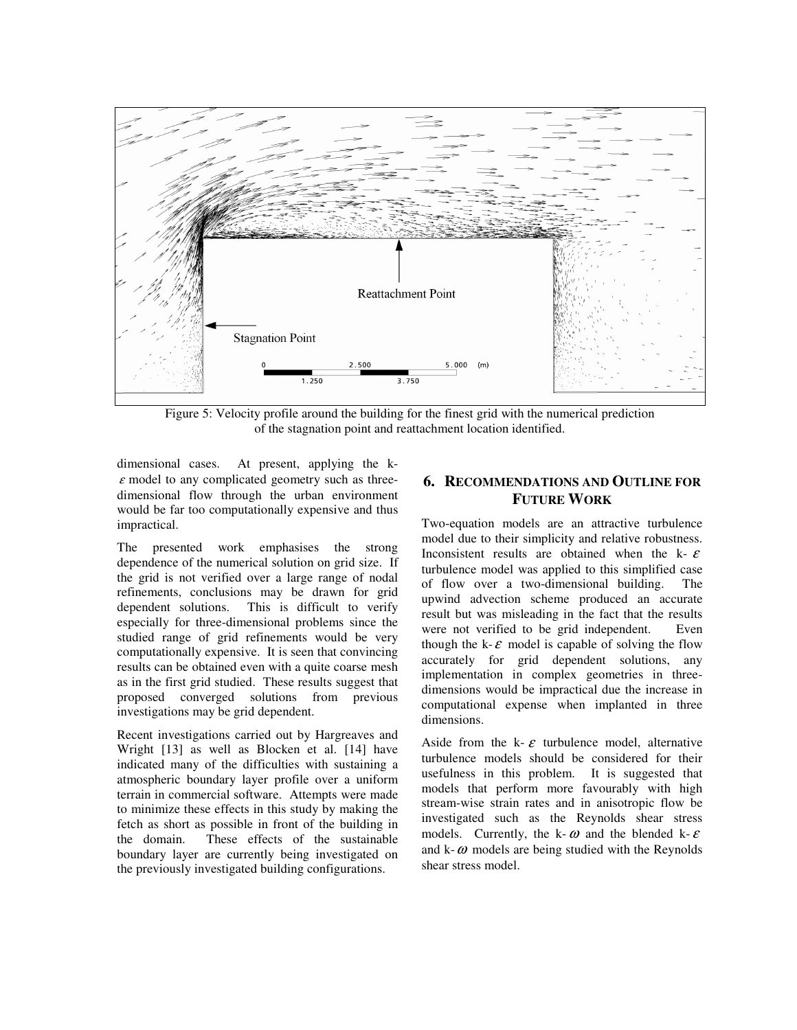Figure 5: Velocity profile around the building for the finest grid with the numerical prediction of the stagnation point and reattachment location identified.

dimensional cases. At present, applying the k-$\varepsilon$ model to any complicated geometry such as three-dimensional flow through the urban environment would be far too computationally expensive and thus impractical.

The presented work emphasises the strong dependence of the numerical solution on grid size. If the grid is not verified over a large range of nodal refinements, conclusions may be drawn for grid dependent solutions. This is difficult to verify especially for three-dimensional problems since the studied range of grid refinements would be very computationally expensive. It is seen that convincing results can be obtained even with a quite coarse mesh as in the first grid studied. These results suggest that proposed converged solutions from previous investigations may be grid dependent.

Recent investigations carried out by Hargreaves and Wright [13] as well as Blocken et al. [14] have indicated many of the difficulties with sustaining a atmospheric boundary layer profile over a uniform terrain in commercial software. Attempts were made to minimize these effects in this study by making the fetch as short as possible in front of the building in the domain. These effects of the sustainable boundary layer are currently being investigated on the previously investigated building configurations.

## 6. Recommendations and Outline for Future Work

Two-equation models are an attractive turbulence model due to their simplicity and relative robustness. Inconsistent results are obtained when the k-$\varepsilon$ turbulence model was applied to this simplified case of flow over a two-dimensional building. The upwind advection scheme produced an accurate result but was misleading in the fact that the results were not verified to be grid independent. Even though the k-$\varepsilon$ model is capable of solving the flow accurately for grid dependent solutions, any implementation in complex geometries in three-dimensions would be impractical due the increase in computational expense when implanted in three dimensions.

Aside from the k-$\varepsilon$ turbulence model, alternative turbulence models should be considered for their usefulness in this problem. It is suggested that models that perform more favourably with high stream-wise strain rates and in anisotropic flow be investigated such as the Reynolds shear stress models. Currently, the k-$\omega$ and the blended k-$\varepsilon$ and k-$\omega$ models are being studied with the Reynolds shear stress model.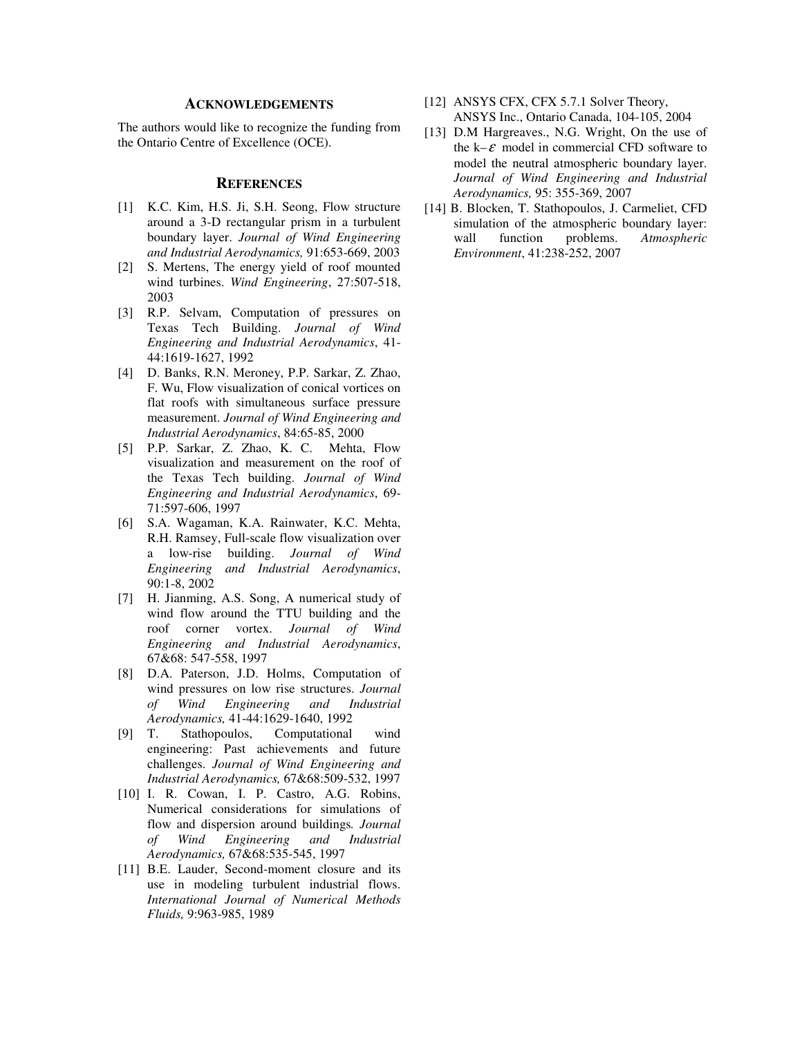## ACKNOWLEDGEMENTS

The authors would like to recognize the funding from the Ontario Centre of Excellence (OCE).

## REFERENCES

[1] K.C. Kim, H.S. Ji, S.H. Seong, Flow structure around a 3-D rectangular prism in a turbulent boundary layer. *Journal of Wind Engineering and Industrial Aerodynamics,* 91:653-669, 2003

[2] S. Mertens, The energy yield of roof mounted wind turbines. *Wind Engineering*, 27:507-518, 2003

[3] R.P. Selvam, Computation of pressures on Texas Tech Building. *Journal of Wind Engineering and Industrial Aerodynamics*, 41-44:1619-1627, 1992

[4] D. Banks, R.N. Meroney, P.P. Sarkar, Z. Zhao, F. Wu, Flow visualization of conical vortices on flat roofs with simultaneous surface pressure measurement. *Journal of Wind Engineering and Industrial Aerodynamics*, 84:65-85, 2000

[5] P.P. Sarkar, Z. Zhao, K. C. Mehta, Flow visualization and measurement on the roof of the Texas Tech building. *Journal of Wind Engineering and Industrial Aerodynamics*, 69-71:597-606, 1997

[6] S.A. Wagaman, K.A. Rainwater, K.C. Mehta, R.H. Ramsey, Full-scale flow visualization over a low-rise building. *Journal of Wind Engineering and Industrial Aerodynamics*, 90:1-8, 2002

[7] H. Jianming, A.S. Song, A numerical study of wind flow around the TTU building and the roof corner vortex. *Journal of Wind Engineering and Industrial Aerodynamics*, 67&68: 547-558, 1997

[8] D.A. Paterson, J.D. Holms, Computation of wind pressures on low rise structures. *Journal of Wind Engineering and Industrial Aerodynamics,* 41-44:1629-1640, 1992

[9] T. Stathopoulos, Computational wind engineering: Past achievements and future challenges. *Journal of Wind Engineering and Industrial Aerodynamics,* 67&68:509-532, 1997

[10] I. R. Cowan, I. P. Castro, A.G. Robins, Numerical considerations for simulations of flow and dispersion around buildings*. Journal of Wind Engineering and Industrial Aerodynamics,* 67&68:535-545, 1997

[11] B.E. Lauder, Second-moment closure and its use in modeling turbulent industrial flows. *International Journal of Numerical Methods Fluids,* 9:963-985, 1989

[12] ANSYS CFX, CFX 5.7.1 Solver Theory, ANSYS Inc., Ontario Canada, 104-105, 2004

[13] D.M Hargreaves., N.G. Wright, On the use of the k–$\varepsilon$ model in commercial CFD software to model the neutral atmospheric boundary layer. *Journal of Wind Engineering and Industrial Aerodynamics,* 95: 355-369, 2007

[14] B. Blocken, T. Stathopoulos, J. Carmeliet, CFD simulation of the atmospheric boundary layer: wall function problems. *Atmospheric Environment*, 41:238-252, 2007